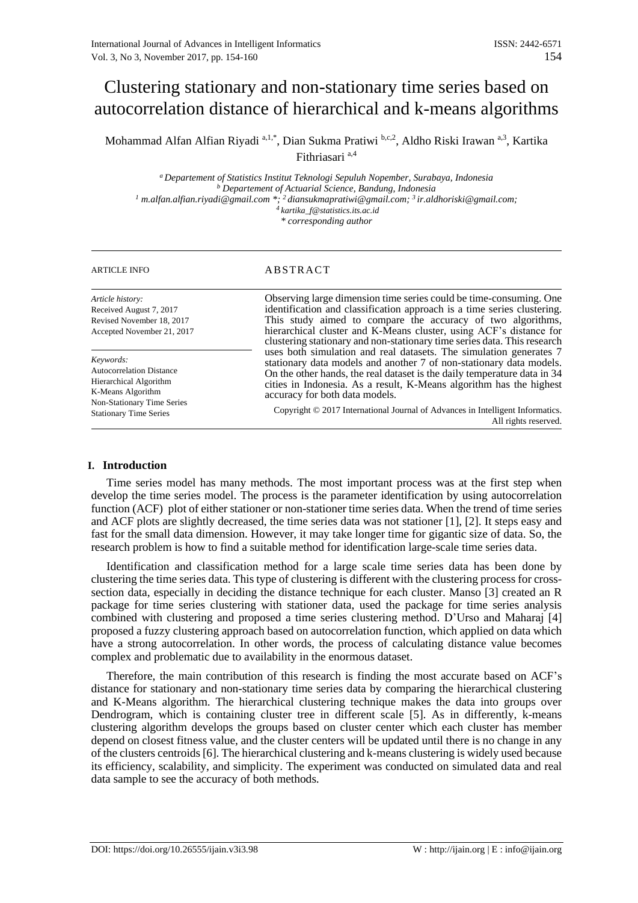# Clustering stationary and non-stationary time series based on autocorrelation distance of hierarchical and k-means algorithms

Mohammad Alfan Alfian Riyadi [a,1,*], Dian Sukma Pratiwi [b,c,2], Aldho Riski Irawan [a,3], Kartika Fithriasari [a,4]

[a] *Departement of Statistics Institut Teknologi Sepuluh Nopember, Surabaya, Indonesia*
[b] *Departement of Actuarial Science, Bandung, Indonesia*
[1] *m.alfan.alfian.riyadi@gmail.com* *; [2] *diansukmapratiwi@gmail.com;* [3] *ir.aldhoriski@gmail.com;*
[4] *kartika_f@statistics.its.ac.id*
\* *corresponding author*

**ARTICLE INFO**

*Article history:*
Received August 7, 2017
Revised November 18, 2017
Accepted November 21, 2017

*Keywords:*
Autocorrelation Distance
Hierarchical Algorithm
K-Means Algorithm
Non-Stationary Time Series
Stationary Time Series

**ABSTRACT**

Observing large dimension time series could be time-consuming. One identification and classification approach is a time series clustering. This study aimed to compare the accuracy of two algorithms, hierarchical cluster and K-Means cluster, using ACF's distance for clustering stationary and non-stationary time series data. This research uses both simulation and real datasets. The simulation generates 7 stationary data models and another 7 of non-stationary data models. On the other hands, the real dataset is the daily temperature data in 34 cities in Indonesia. As a result, K-Means algorithm has the highest accuracy for both data models.

Copyright © 2017 International Journal of Advances in Intelligent Informatics. All rights reserved.

## I. Introduction

Time series model has many methods. The most important process was at the first step when develop the time series model. The process is the parameter identification by using autocorrelation function (ACF) plot of either stationer or non-stationer time series data. When the trend of time series and ACF plots are slightly decreased, the time series data was not stationer [1], [2]. It steps easy and fast for the small data dimension. However, it may take longer time for gigantic size of data. So, the research problem is how to find a suitable method for identification large-scale time series data.

Identification and classification method for a large scale time series data has been done by clustering the time series data. This type of clustering is different with the clustering process for cross-section data, especially in deciding the distance technique for each cluster. Manso [3] created an R package for time series clustering with stationer data, used the package for time series analysis combined with clustering and proposed a time series clustering method. D'Urso and Maharaj [4] proposed a fuzzy clustering approach based on autocorrelation function, which applied on data which have a strong autocorrelation. In other words, the process of calculating distance value becomes complex and problematic due to availability in the enormous dataset.

Therefore, the main contribution of this research is finding the most accurate based on ACF's distance for stationary and non-stationary time series data by comparing the hierarchical clustering and K-Means algorithm. The hierarchical clustering technique makes the data into groups over Dendrogram, which is containing cluster tree in different scale [5]. As in differently, k-means clustering algorithm develops the groups based on cluster center which each cluster has member depend on closest fitness value, and the cluster centers will be updated until there is no change in any of the clusters centroids [6]. The hierarchical clustering and k-means clustering is widely used because its efficiency, scalability, and simplicity. The experiment was conducted on simulated data and real data sample to see the accuracy of both methods.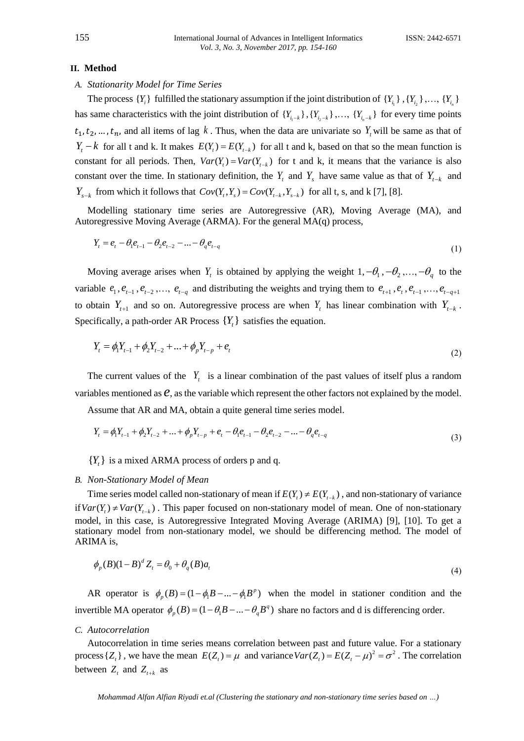## II. Method

### A. Stationarity Model for Time Series

The process $\{Y_t\}$ fulfilled the stationary assumption if the joint distribution of $\{Y_{t_1}\}, \{Y_{t_2}\}, \ldots, \{Y_{t_n}\}$ has same characteristics with the joint distribution of $\{Y_{t_1-k}\}, \{Y_{t_2-k}\}, \ldots, \{Y_{t_n-k}\}$ for every time points $t_1, t_2, \ldots, t_n$, and all items of lag $k$. Thus, when the data are univariate so $Y_t$ will be same as that of $Y_t - k$ for all t and k. It makes $E(Y_t) = E(Y_{t-k})$ for all t and k, based on that so the mean function is constant for all periods. Then, $Var(Y_t) = Var(Y_{t-k})$ for t and k, it means that the variance is also constant over the time. In stationary definition, the $Y_t$ and $Y_s$ have same value as that of $Y_{t-k}$ and $Y_{s-k}$ from which it follows that $Cov(Y_t, Y_s) = Cov(Y_{t-k}, Y_{s-k})$ for all t, s, and k [7], [8].

Modelling stationary time series are Autoregressive (AR), Moving Average (MA), and Autoregressive Moving Average (ARMA). For the general MA(q) process,

$$Y_t = e_t - \theta_1 e_{t-1} - \theta_2 e_{t-2} - \ldots - \theta_q e_{t-q} \tag{1}$$

Moving average arises when $Y_t$ is obtained by applying the weight $1, -\theta_1, -\theta_2, \ldots, -\theta_q$ to the variable $e_1, e_{t-1}, e_{t-2}, \ldots, e_{t-q}$ and distributing the weights and trying them to $e_{t+1}, e_t, e_{t-1}, \ldots, e_{t-q+1}$ to obtain $Y_{t+1}$ and so on. Autoregressive process are when $Y_t$ has linear combination with $Y_{t-k}$. Specifically, a path-order AR Process $\{Y_t\}$ satisfies the equation.

$$Y_t = \phi_1 Y_{t-1} + \phi_2 Y_{t-2} + \ldots + \phi_p Y_{t-p} + e_t \tag{2}$$

The current values of the $Y_t$ is a linear combination of the past values of itself plus a random variables mentioned as $e$, as the variable which represent the other factors not explained by the model.

Assume that AR and MA, obtain a quite general time series model.

$$Y_t = \phi_1 Y_{t-1} + \phi_2 Y_{t-2} + \ldots + \phi_p Y_{t-p} + e_t - \theta_1 e_{t-1} - \theta_2 e_{t-2} - \ldots - \theta_q e_{t-q} \tag{3}$$

$\{Y_t\}$ is a mixed ARMA process of orders p and q.

### B. Non-Stationary Model of Mean

Time series model called non-stationary of mean if $E(Y_t) \neq E(Y_{t-k})$, and non-stationary of variance if $Var(Y_t) \neq Var(Y_{t-k})$. This paper focused on non-stationary model of mean. One of non-stationary model, in this case, is Autoregressive Integrated Moving Average (ARIMA) [9], [10]. To get a stationary model from non-stationary model, we should be differencing method. The model of ARIMA is,

$$\phi_p(B)(1-B)^d Z_t = \theta_0 + \theta_q(B) a_t \tag{4}$$

AR operator is $\phi_p(B) = (1 - \phi_1 B - \ldots - \phi_1 B^p)$ when the model in stationer condition and the invertible MA operator $\phi_p(B) = (1 - \theta_1 B - \ldots - \theta_q B^q)$ share no factors and d is differencing order.

### C. Autocorrelation

Autocorrelation in time series means correlation between past and future value. For a stationary process $\{Z_t\}$, we have the mean $E(Z_t) = \mu$ and variance $Var(Z_t) = E(Z_t - \mu)^2 = \sigma^2$. The correlation between $Z_t$ and $Z_{t+k}$ as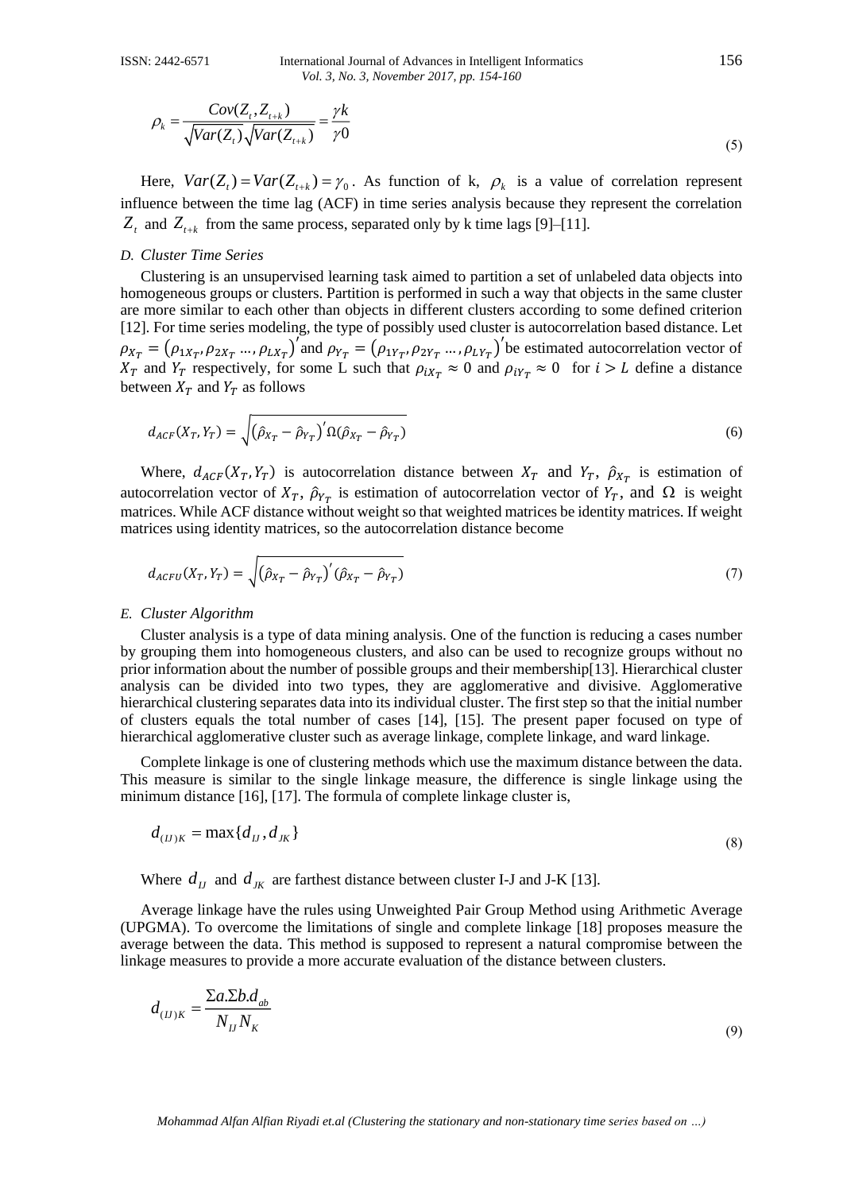$$\rho_k = \frac{Cov(Z_t, Z_{t+k})}{\sqrt{Var(Z_t)}\sqrt{Var(Z_{t+k})}} = \frac{\gamma k}{\gamma 0} \tag{5}$$

Here, $Var(Z_t) = Var(Z_{t+k}) = \gamma_0$. As function of k, $\rho_k$ is a value of correlation represent influence between the time lag (ACF) in time series analysis because they represent the correlation $Z_t$ and $Z_{t+k}$ from the same process, separated only by k time lags [9]–[11].

### *D. Cluster Time Series*

Clustering is an unsupervised learning task aimed to partition a set of unlabeled data objects into homogeneous groups or clusters. Partition is performed in such a way that objects in the same cluster are more similar to each other than objects in different clusters according to some defined criterion [12]. For time series modeling, the type of possibly used cluster is autocorrelation based distance. Let $\rho_{X_T} = (\rho_{1X_T}, \rho_{2X_T} \ldots, \rho_{LX_T})'$ and $\rho_{Y_T} = (\rho_{1Y_T}, \rho_{2Y_T} \ldots, \rho_{LY_T})'$ be estimated autocorrelation vector of $X_T$ and $Y_T$ respectively, for some L such that $\rho_{iX_T} \approx 0$ and $\rho_{iY_T} \approx 0$ for $i > L$ define a distance between $X_T$ and $Y_T$ as follows

$$d_{ACF}(X_T, Y_T) = \sqrt{(\hat{\rho}_{X_T} - \hat{\rho}_{Y_T})' \Omega (\hat{\rho}_{X_T} - \hat{\rho}_{Y_T})} \tag{6}$$

Where, $d_{ACF}(X_T, Y_T)$ is autocorrelation distance between $X_T$ and $Y_T$, $\hat{\rho}_{X_T}$ is estimation of autocorrelation vector of $X_T$, $\hat{\rho}_{Y_T}$ is estimation of autocorrelation vector of $Y_T$, and $\Omega$ is weight matrices. While ACF distance without weight so that weighted matrices be identity matrices. If weight matrices using identity matrices, so the autocorrelation distance become

$$d_{ACFU}(X_T, Y_T) = \sqrt{(\hat{\rho}_{X_T} - \hat{\rho}_{Y_T})' (\hat{\rho}_{X_T} - \hat{\rho}_{Y_T})} \tag{7}$$

### *E. Cluster Algorithm*

Cluster analysis is a type of data mining analysis. One of the function is reducing a cases number by grouping them into homogeneous clusters, and also can be used to recognize groups without no prior information about the number of possible groups and their membership[13]. Hierarchical cluster analysis can be divided into two types, they are agglomerative and divisive. Agglomerative hierarchical clustering separates data into its individual cluster. The first step so that the initial number of clusters equals the total number of cases [14], [15]. The present paper focused on type of hierarchical agglomerative cluster such as average linkage, complete linkage, and ward linkage.

Complete linkage is one of clustering methods which use the maximum distance between the data. This measure is similar to the single linkage measure, the difference is single linkage using the minimum distance [16], [17]. The formula of complete linkage cluster is,

$$d_{(IJ)K} = \max\{d_{IJ}, d_{JK}\} \tag{8}$$

Where $d_{IJ}$ and $d_{JK}$ are farthest distance between cluster I-J and J-K [13].

Average linkage have the rules using Unweighted Pair Group Method using Arithmetic Average (UPGMA). To overcome the limitations of single and complete linkage [18] proposes measure the average between the data. This method is supposed to represent a natural compromise between the linkage measures to provide a more accurate evaluation of the distance between clusters.

$$d_{(IJ)K} = \frac{\Sigma a.\Sigma b.d_{ab}}{N_{IJ} N_K} \tag{9}$$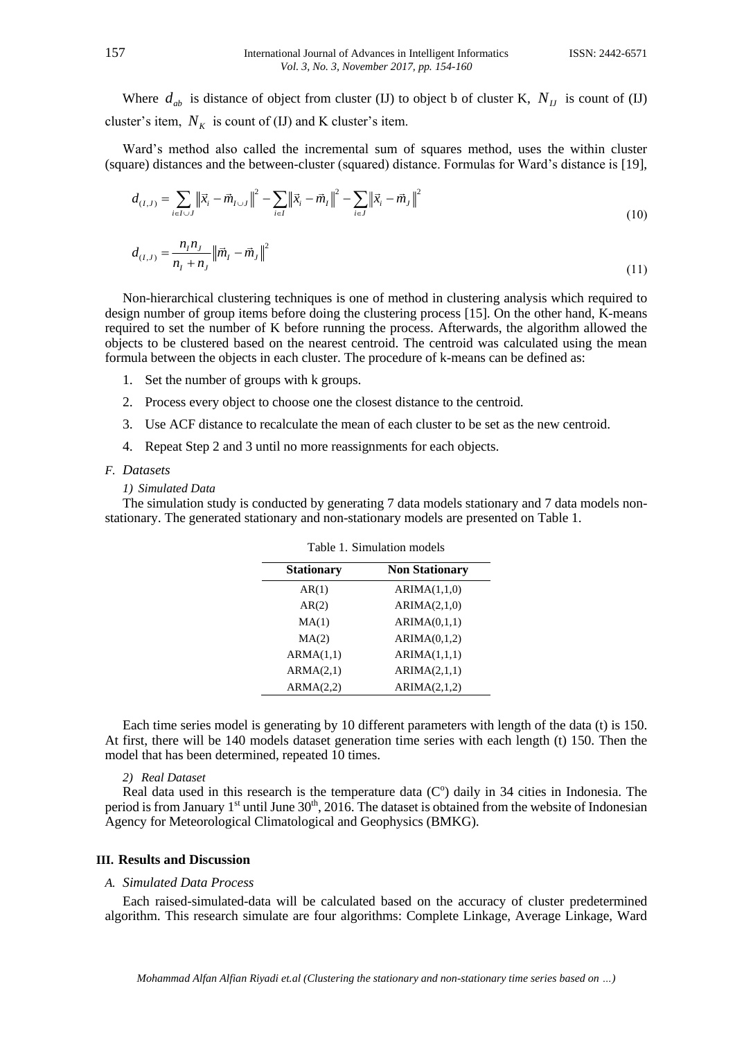Where $d_{ab}$ is distance of object from cluster (IJ) to object b of cluster K, $N_{IJ}$ is count of (IJ) cluster's item, $N_K$ is count of (IJ) and K cluster's item.

Ward's method also called the incremental sum of squares method, uses the within cluster (square) distances and the between-cluster (squared) distance. Formulas for Ward's distance is [19],

$$d_{(I,J)} = \sum_{i \in I \cup J} \left\| \vec{x}_i - \vec{m}_{I \cup J} \right\|^2 - \sum_{i \in I} \left\| \vec{x}_i - \vec{m}_I \right\|^2 - \sum_{i \in J} \left\| \vec{x}_i - \vec{m}_J \right\|^2 \tag{10}$$

$$d_{(I,J)} = \frac{n_I n_J}{n_I + n_J} \left\| \vec{m}_I - \vec{m}_J \right\|^2 \tag{11}$$

Non-hierarchical clustering techniques is one of method in clustering analysis which required to design number of group items before doing the clustering process [15]. On the other hand, K-means required to set the number of K before running the process. Afterwards, the algorithm allowed the objects to be clustered based on the nearest centroid. The centroid was calculated using the mean formula between the objects in each cluster. The procedure of k-means can be defined as:

1. Set the number of groups with k groups.
2. Process every object to choose one the closest distance to the centroid.
3. Use ACF distance to recalculate the mean of each cluster to be set as the new centroid.
4. Repeat Step 2 and 3 until no more reassignments for each objects.

### F. *Datasets*

#### *1) Simulated Data*

The simulation study is conducted by generating 7 data models stationary and 7 data models non-stationary. The generated stationary and non-stationary models are presented on Table 1.

Table 1. Simulation models

| **Stationary** | **Non Stationary** |
|---|---|
| AR(1) | ARIMA(1,1,0) |
| AR(2) | ARIMA(2,1,0) |
| MA(1) | ARIMA(0,1,1) |
| MA(2) | ARIMA(0,1,2) |
| ARMA(1,1) | ARIMA(1,1,1) |
| ARMA(2,1) | ARIMA(2,1,1) |
| ARMA(2,2) | ARIMA(2,1,2) |

Each time series model is generating by 10 different parameters with length of the data (t) is 150. At first, there will be 140 models dataset generation time series with each length (t) 150. Then the model that has been determined, repeated 10 times.

#### *2) Real Dataset*

Real data used in this research is the temperature data (C$^{o}$) daily in 34 cities in Indonesia. The period is from January 1$^{st}$ until June 30$^{th}$, 2016. The dataset is obtained from the website of Indonesian Agency for Meteorological Climatological and Geophysics (BMKG).

## III. Results and Discussion

### A. *Simulated Data Process*

Each raised-simulated-data will be calculated based on the accuracy of cluster predetermined algorithm. This research simulate are four algorithms: Complete Linkage, Average Linkage, Ward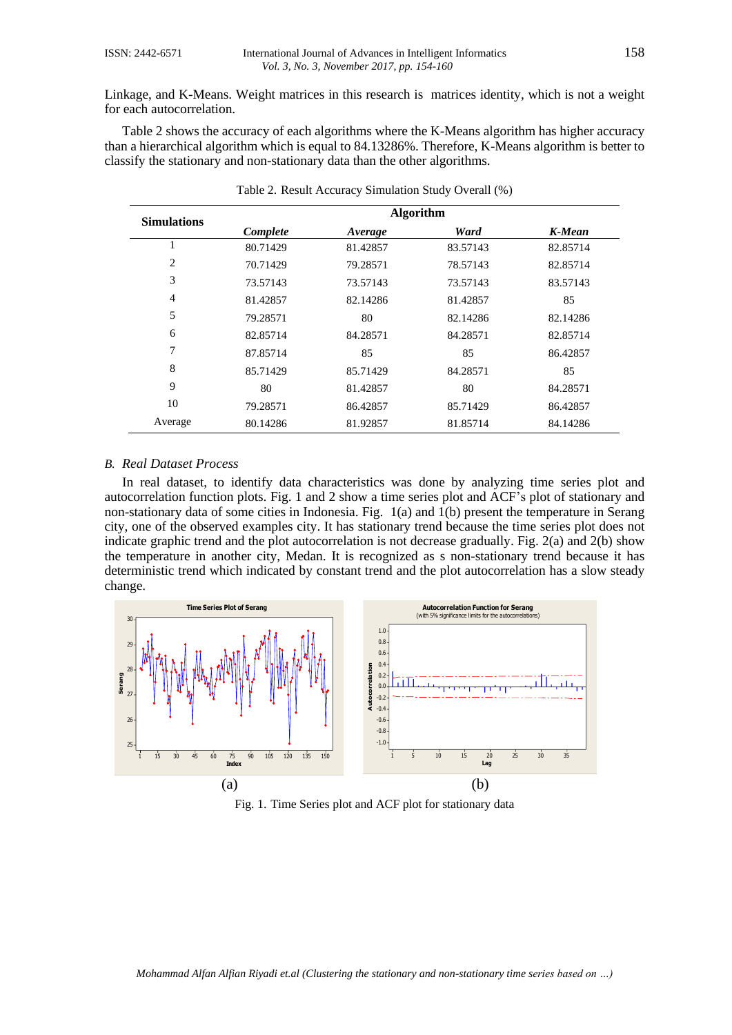Linkage, and K-Means. Weight matrices in this research is matrices identity, which is not a weight for each autocorrelation.

Table 2 shows the accuracy of each algorithms where the K-Means algorithm has higher accuracy than a hierarchical algorithm which is equal to 84.13286%. Therefore, K-Means algorithm is better to classify the stationary and non-stationary data than the other algorithms.

Table 2. Result Accuracy Simulation Study Overall (%)

| Simulations | Algorithm | | | |
|---|---|---|---|---|
| | *Complete* | *Average* | *Ward* | *K-Mean* |
| 1 | 80.71429 | 81.42857 | 83.57143 | 82.85714 |
| 2 | 70.71429 | 79.28571 | 78.57143 | 82.85714 |
| 3 | 73.57143 | 73.57143 | 73.57143 | 83.57143 |
| 4 | 81.42857 | 82.14286 | 81.42857 | 85 |
| 5 | 79.28571 | 80 | 82.14286 | 82.14286 |
| 6 | 82.85714 | 84.28571 | 84.28571 | 82.85714 |
| 7 | 87.85714 | 85 | 85 | 86.42857 |
| 8 | 85.71429 | 85.71429 | 84.28571 | 85 |
| 9 | 80 | 81.42857 | 80 | 84.28571 |
| 10 | 79.28571 | 86.42857 | 85.71429 | 86.42857 |
| Average | 80.14286 | 81.92857 | 81.85714 | 84.14286 |

### *B. Real Dataset Process*

In real dataset, to identify data characteristics was done by analyzing time series plot and autocorrelation function plots. Fig. 1 and 2 show a time series plot and ACF's plot of stationary and non-stationary data of some cities in Indonesia. Fig. 1(a) and 1(b) present the temperature in Serang city, one of the observed examples city. It has stationary trend because the time series plot does not indicate graphic trend and the plot autocorrelation is not decrease gradually. Fig. 2(a) and 2(b) show the temperature in another city, Medan. It is recognized as s non-stationary trend because it has deterministic trend which indicated by constant trend and the plot autocorrelation has a slow steady change.

(a) (b)

Fig. 1. Time Series plot and ACF plot for stationary data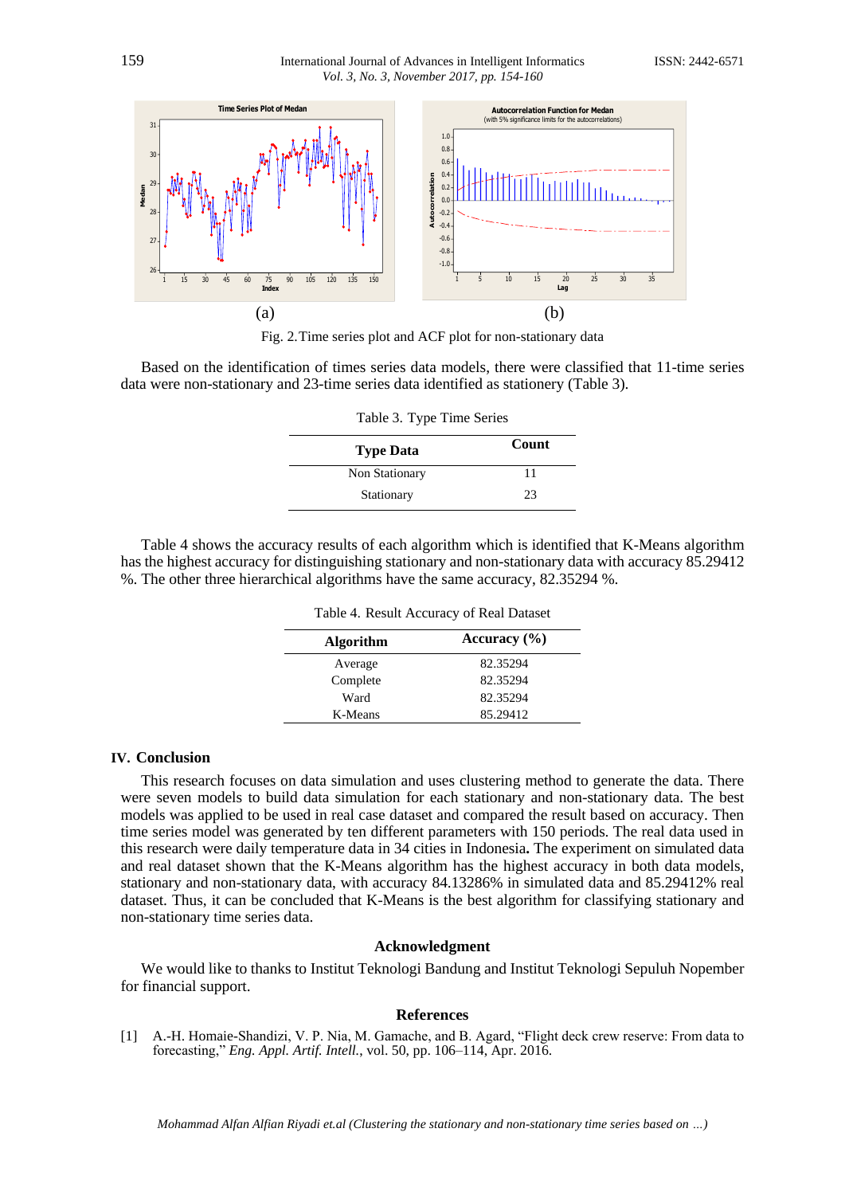Fig. 2. Time series plot and ACF plot for non-stationary data

Based on the identification of times series data models, there were classified that 11-time series data were non-stationary and 23-time series data identified as stationery (Table 3).

Table 3. Type Time Series

| Type Data | Count |
| --- | --- |
| Non Stationary | 11 |
| Stationary | 23 |

Table 4 shows the accuracy results of each algorithm which is identified that K-Means algorithm has the highest accuracy for distinguishing stationary and non-stationary data with accuracy 85.29412 %. The other three hierarchical algorithms have the same accuracy, 82.35294 %.

Table 4. Result Accuracy of Real Dataset

| Algorithm | Accuracy (%) |
| --- | --- |
| Average | 82.35294 |
| Complete | 82.35294 |
| Ward | 82.35294 |
| K-Means | 85.29412 |

## IV. Conclusion

This research focuses on data simulation and uses clustering method to generate the data. There were seven models to build data simulation for each stationary and non-stationary data. The best models was applied to be used in real case dataset and compared the result based on accuracy. Then time series model was generated by ten different parameters with 150 periods. The real data used in this research were daily temperature data in 34 cities in Indonesia**.** The experiment on simulated data and real dataset shown that the K-Means algorithm has the highest accuracy in both data models, stationary and non-stationary data, with accuracy 84.13286% in simulated data and 85.29412% real dataset. Thus, it can be concluded that K-Means is the best algorithm for classifying stationary and non-stationary time series data.

## Acknowledgment

We would like to thanks to Institut Teknologi Bandung and Institut Teknologi Sepuluh Nopember for financial support.

## References

[1] A.-H. Homaie-Shandizi, V. P. Nia, M. Gamache, and B. Agard, "Flight deck crew reserve: From data to forecasting," *Eng. Appl. Artif. Intell.*, vol. 50, pp. 106–114, Apr. 2016.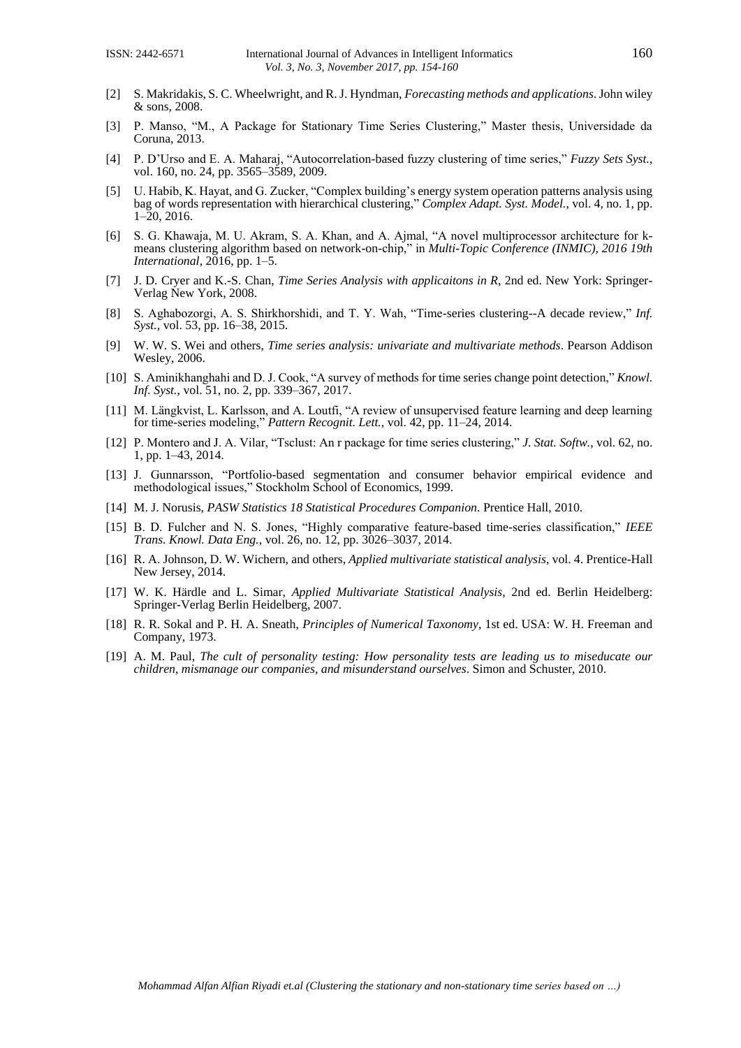[2] S. Makridakis, S. C. Wheelwright, and R. J. Hyndman, *Forecasting methods and applications*. John wiley & sons, 2008.

[3] P. Manso, "M., A Package for Stationary Time Series Clustering," Master thesis, Universidade da Coruna, 2013.

[4] P. D'Urso and E. A. Maharaj, "Autocorrelation-based fuzzy clustering of time series," *Fuzzy Sets Syst.*, vol. 160, no. 24, pp. 3565–3589, 2009.

[5] U. Habib, K. Hayat, and G. Zucker, "Complex building's energy system operation patterns analysis using bag of words representation with hierarchical clustering," *Complex Adapt. Syst. Model.*, vol. 4, no. 1, pp. 1–20, 2016.

[6] S. G. Khawaja, M. U. Akram, S. A. Khan, and A. Ajmal, "A novel multiprocessor architecture for k-means clustering algorithm based on network-on-chip," in *Multi-Topic Conference (INMIC), 2016 19th International*, 2016, pp. 1–5.

[7] J. D. Cryer and K.-S. Chan, *Time Series Analysis with applicaitons in R*, 2nd ed. New York: Springer-Verlag New York, 2008.

[8] S. Aghabozorgi, A. S. Shirkhorshidi, and T. Y. Wah, "Time-series clustering--A decade review," *Inf. Syst.*, vol. 53, pp. 16–38, 2015.

[9] W. W. S. Wei and others, *Time series analysis: univariate and multivariate methods*. Pearson Addison Wesley, 2006.

[10] S. Aminikhanghahi and D. J. Cook, "A survey of methods for time series change point detection," *Knowl. Inf. Syst.*, vol. 51, no. 2, pp. 339–367, 2017.

[11] M. Längkvist, L. Karlsson, and A. Loutfi, "A review of unsupervised feature learning and deep learning for time-series modeling," *Pattern Recognit. Lett.*, vol. 42, pp. 11–24, 2014.

[12] P. Montero and J. A. Vilar, "Tsclust: An r package for time series clustering," *J. Stat. Softw.*, vol. 62, no. 1, pp. 1–43, 2014.

[13] J. Gunnarsson, "Portfolio-based segmentation and consumer behavior empirical evidence and methodological issues," Stockholm School of Economics, 1999.

[14] M. J. Norusis, *PASW Statistics 18 Statistical Procedures Companion*. Prentice Hall, 2010.

[15] B. D. Fulcher and N. S. Jones, "Highly comparative feature-based time-series classification," *IEEE Trans. Knowl. Data Eng.*, vol. 26, no. 12, pp. 3026–3037, 2014.

[16] R. A. Johnson, D. W. Wichern, and others, *Applied multivariate statistical analysis*, vol. 4. Prentice-Hall New Jersey, 2014.

[17] W. K. Härdle and L. Simar, *Applied Multivariate Statistical Analysis*, 2nd ed. Berlin Heidelberg: Springer-Verlag Berlin Heidelberg, 2007.

[18] R. R. Sokal and P. H. A. Sneath, *Principles of Numerical Taxonomy*, 1st ed. USA: W. H. Freeman and Company, 1973.

[19] A. M. Paul, *The cult of personality testing: How personality tests are leading us to miseducate our children, mismanage our companies, and misunderstand ourselves*. Simon and Schuster, 2010.